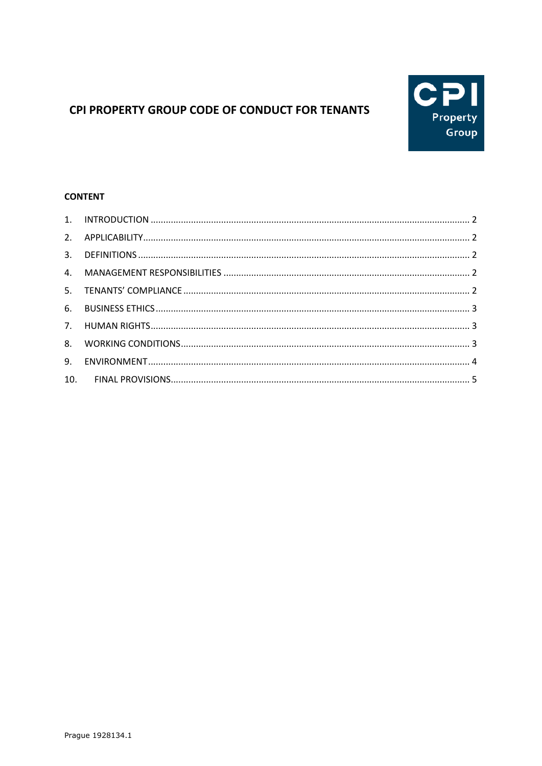# CPI PROPERTY GROUP CODE OF CONDUCT FOR TENANTS

CPI Property Group

**CONTENT**

1. INTRODUCTION ..... 2
2. APPLICABILITY ..... 2
3. DEFINITIONS ..... 2
4. MANAGEMENT RESPONSIBILITIES ..... 2
5. TENANTS' COMPLIANCE ..... 2
6. BUSINESS ETHICS ..... 3
7. HUMAN RIGHTS ..... 3
8. WORKING CONDITIONS ..... 3
9. ENVIRONMENT ..... 4
10. FINAL PROVISIONS ..... 5

Prague 1928134.1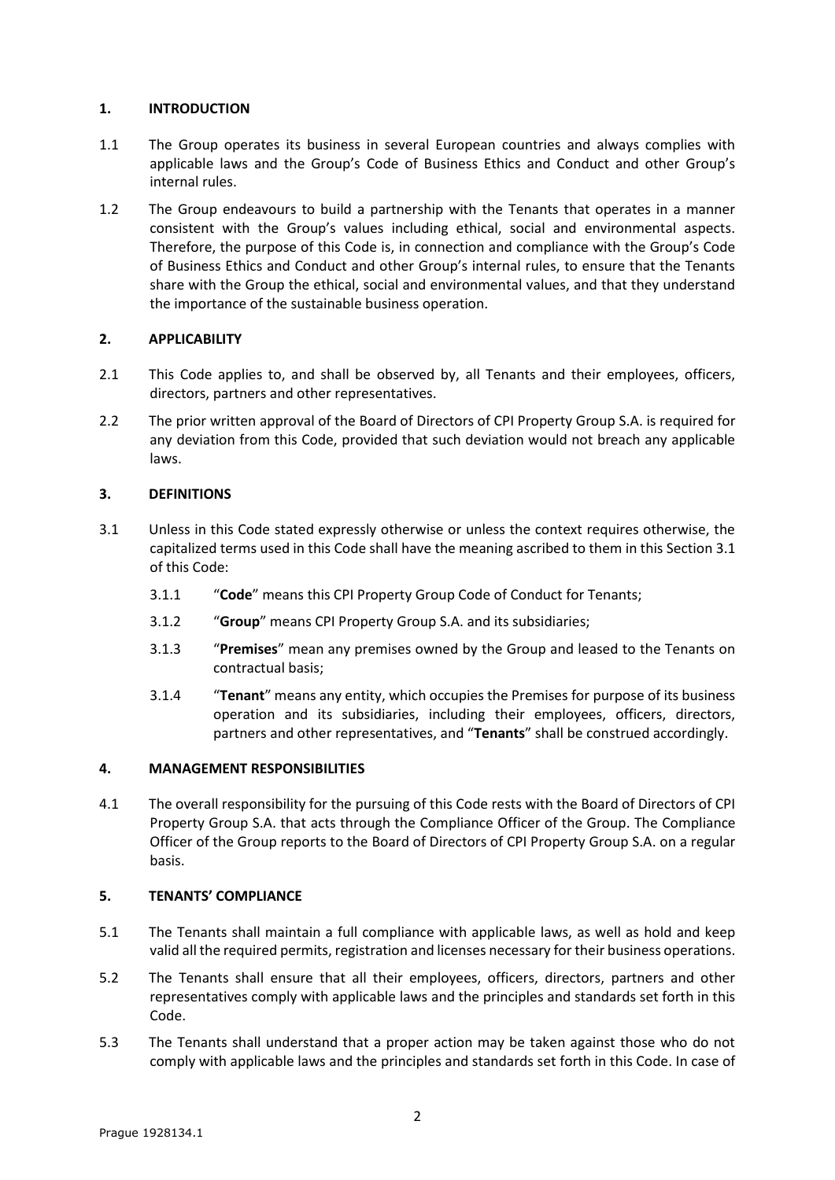## 1. INTRODUCTION

1.1 The Group operates its business in several European countries and always complies with applicable laws and the Group's Code of Business Ethics and Conduct and other Group's internal rules.

1.2 The Group endeavours to build a partnership with the Tenants that operates in a manner consistent with the Group's values including ethical, social and environmental aspects. Therefore, the purpose of this Code is, in connection and compliance with the Group's Code of Business Ethics and Conduct and other Group's internal rules, to ensure that the Tenants share with the Group the ethical, social and environmental values, and that they understand the importance of the sustainable business operation.

## 2. APPLICABILITY

2.1 This Code applies to, and shall be observed by, all Tenants and their employees, officers, directors, partners and other representatives.

2.2 The prior written approval of the Board of Directors of CPI Property Group S.A. is required for any deviation from this Code, provided that such deviation would not breach any applicable laws.

## 3. DEFINITIONS

3.1 Unless in this Code stated expressly otherwise or unless the context requires otherwise, the capitalized terms used in this Code shall have the meaning ascribed to them in this Section 3.1 of this Code:

3.1.1 "**Code**" means this CPI Property Group Code of Conduct for Tenants;

3.1.2 "**Group**" means CPI Property Group S.A. and its subsidiaries;

3.1.3 "**Premises**" mean any premises owned by the Group and leased to the Tenants on contractual basis;

3.1.4 "**Tenant**" means any entity, which occupies the Premises for purpose of its business operation and its subsidiaries, including their employees, officers, directors, partners and other representatives, and "**Tenants**" shall be construed accordingly.

## 4. MANAGEMENT RESPONSIBILITIES

4.1 The overall responsibility for the pursuing of this Code rests with the Board of Directors of CPI Property Group S.A. that acts through the Compliance Officer of the Group. The Compliance Officer of the Group reports to the Board of Directors of CPI Property Group S.A. on a regular basis.

## 5. TENANTS' COMPLIANCE

5.1 The Tenants shall maintain a full compliance with applicable laws, as well as hold and keep valid all the required permits, registration and licenses necessary for their business operations.

5.2 The Tenants shall ensure that all their employees, officers, directors, partners and other representatives comply with applicable laws and the principles and standards set forth in this Code.

5.3 The Tenants shall understand that a proper action may be taken against those who do not comply with applicable laws and the principles and standards set forth in this Code. In case of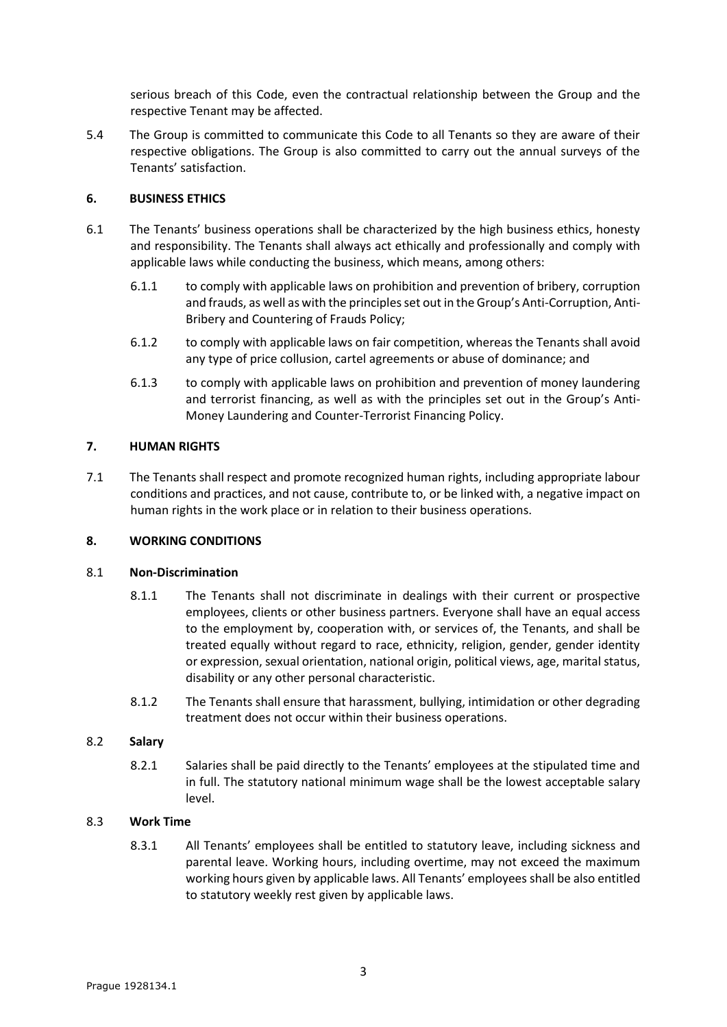serious breach of this Code, even the contractual relationship between the Group and the respective Tenant may be affected.

5.4 The Group is committed to communicate this Code to all Tenants so they are aware of their respective obligations. The Group is also committed to carry out the annual surveys of the Tenants' satisfaction.

## 6. BUSINESS ETHICS

6.1 The Tenants' business operations shall be characterized by the high business ethics, honesty and responsibility. The Tenants shall always act ethically and professionally and comply with applicable laws while conducting the business, which means, among others:

6.1.1 to comply with applicable laws on prohibition and prevention of bribery, corruption and frauds, as well as with the principles set out in the Group's Anti-Corruption, Anti-Bribery and Countering of Frauds Policy;

6.1.2 to comply with applicable laws on fair competition, whereas the Tenants shall avoid any type of price collusion, cartel agreements or abuse of dominance; and

6.1.3 to comply with applicable laws on prohibition and prevention of money laundering and terrorist financing, as well as with the principles set out in the Group's Anti-Money Laundering and Counter-Terrorist Financing Policy.

## 7. HUMAN RIGHTS

7.1 The Tenants shall respect and promote recognized human rights, including appropriate labour conditions and practices, and not cause, contribute to, or be linked with, a negative impact on human rights in the work place or in relation to their business operations.

## 8. WORKING CONDITIONS

### 8.1 Non-Discrimination

8.1.1 The Tenants shall not discriminate in dealings with their current or prospective employees, clients or other business partners. Everyone shall have an equal access to the employment by, cooperation with, or services of, the Tenants, and shall be treated equally without regard to race, ethnicity, religion, gender, gender identity or expression, sexual orientation, national origin, political views, age, marital status, disability or any other personal characteristic.

8.1.2 The Tenants shall ensure that harassment, bullying, intimidation or other degrading treatment does not occur within their business operations.

### 8.2 Salary

8.2.1 Salaries shall be paid directly to the Tenants' employees at the stipulated time and in full. The statutory national minimum wage shall be the lowest acceptable salary level.

### 8.3 Work Time

8.3.1 All Tenants' employees shall be entitled to statutory leave, including sickness and parental leave. Working hours, including overtime, may not exceed the maximum working hours given by applicable laws. All Tenants' employees shall be also entitled to statutory weekly rest given by applicable laws.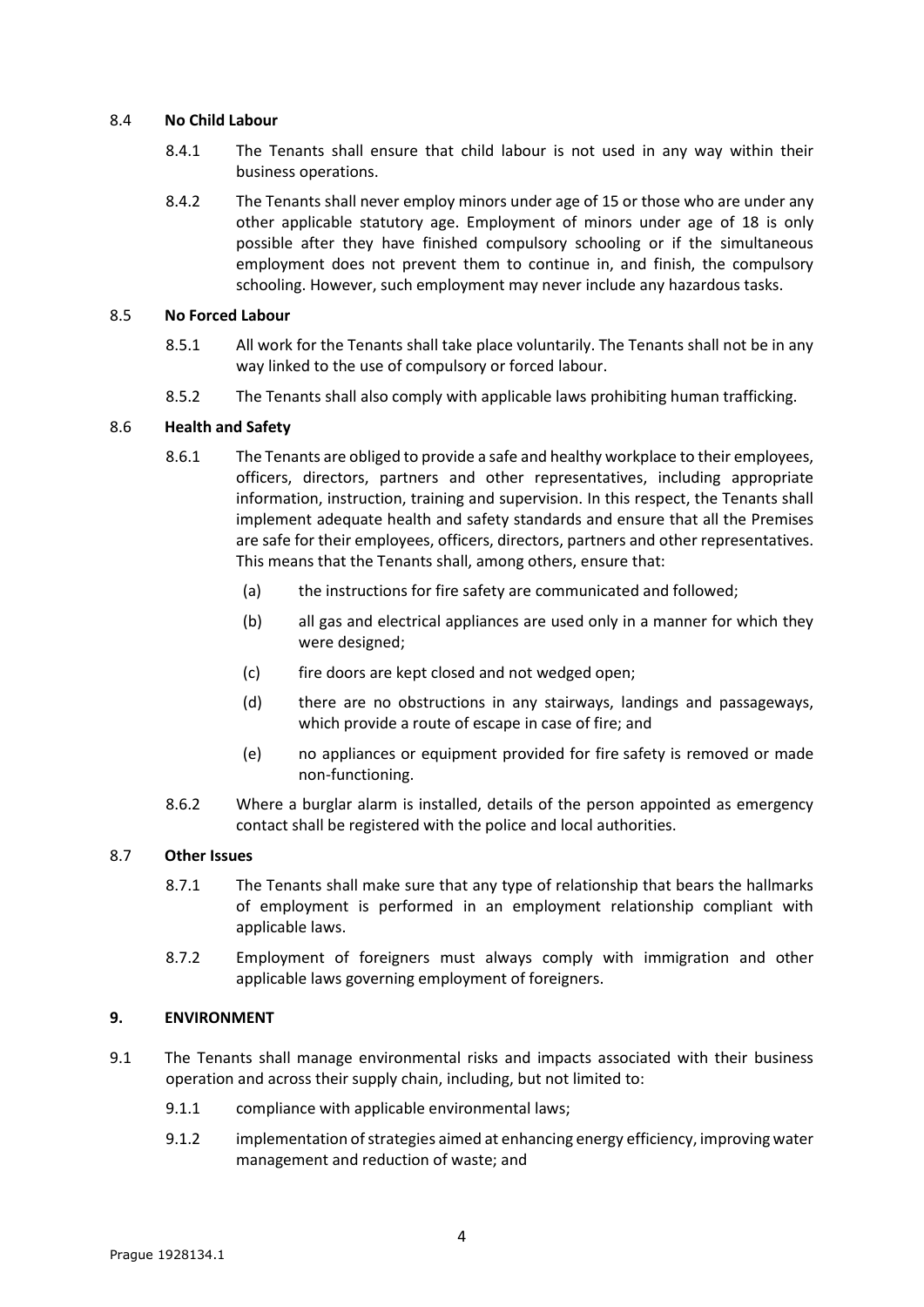8.4 **No Child Labour**

8.4.1 The Tenants shall ensure that child labour is not used in any way within their business operations.

8.4.2 The Tenants shall never employ minors under age of 15 or those who are under any other applicable statutory age. Employment of minors under age of 18 is only possible after they have finished compulsory schooling or if the simultaneous employment does not prevent them to continue in, and finish, the compulsory schooling. However, such employment may never include any hazardous tasks.

8.5 **No Forced Labour**

8.5.1 All work for the Tenants shall take place voluntarily. The Tenants shall not be in any way linked to the use of compulsory or forced labour.

8.5.2 The Tenants shall also comply with applicable laws prohibiting human trafficking.

8.6 **Health and Safety**

8.6.1 The Tenants are obliged to provide a safe and healthy workplace to their employees, officers, directors, partners and other representatives, including appropriate information, instruction, training and supervision. In this respect, the Tenants shall implement adequate health and safety standards and ensure that all the Premises are safe for their employees, officers, directors, partners and other representatives. This means that the Tenants shall, among others, ensure that:

(a) the instructions for fire safety are communicated and followed;

(b) all gas and electrical appliances are used only in a manner for which they were designed;

(c) fire doors are kept closed and not wedged open;

(d) there are no obstructions in any stairways, landings and passageways, which provide a route of escape in case of fire; and

(e) no appliances or equipment provided for fire safety is removed or made non-functioning.

8.6.2 Where a burglar alarm is installed, details of the person appointed as emergency contact shall be registered with the police and local authorities.

8.7 **Other Issues**

8.7.1 The Tenants shall make sure that any type of relationship that bears the hallmarks of employment is performed in an employment relationship compliant with applicable laws.

8.7.2 Employment of foreigners must always comply with immigration and other applicable laws governing employment of foreigners.

**9. ENVIRONMENT**

9.1 The Tenants shall manage environmental risks and impacts associated with their business operation and across their supply chain, including, but not limited to:

9.1.1 compliance with applicable environmental laws;

9.1.2 implementation of strategies aimed at enhancing energy efficiency, improving water management and reduction of waste; and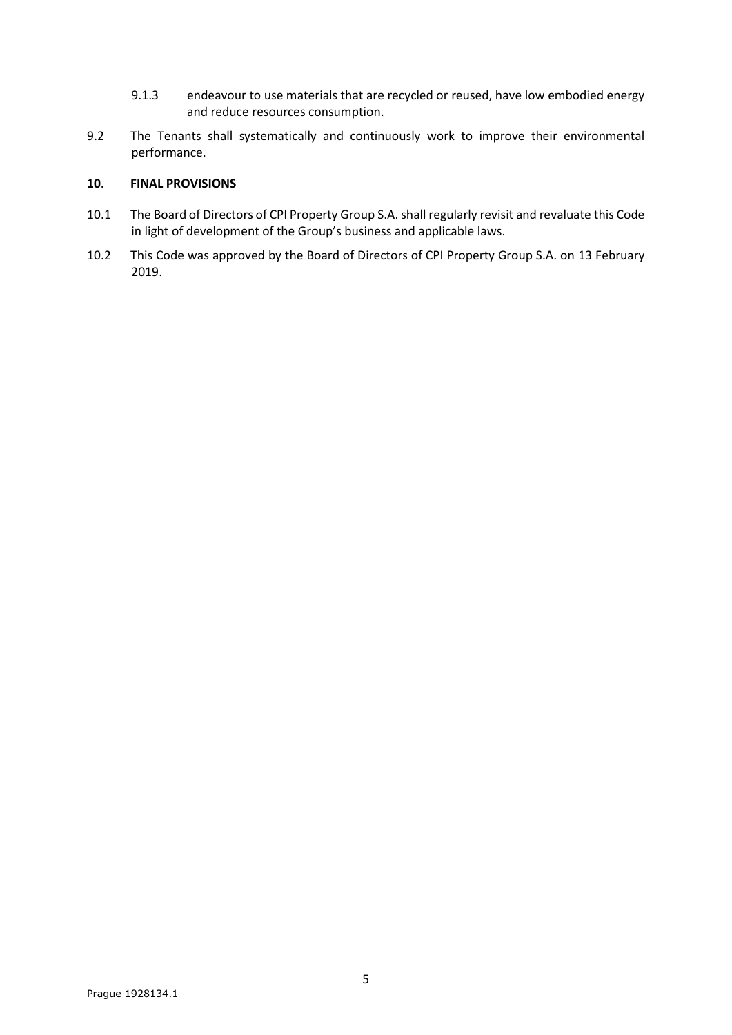9.1.3 endeavour to use materials that are recycled or reused, have low embodied energy and reduce resources consumption.

9.2 The Tenants shall systematically and continuously work to improve their environmental performance.

## 10. FINAL PROVISIONS

10.1 The Board of Directors of CPI Property Group S.A. shall regularly revisit and revaluate this Code in light of development of the Group's business and applicable laws.

10.2 This Code was approved by the Board of Directors of CPI Property Group S.A. on 13 February 2019.

Prague 1928134.1